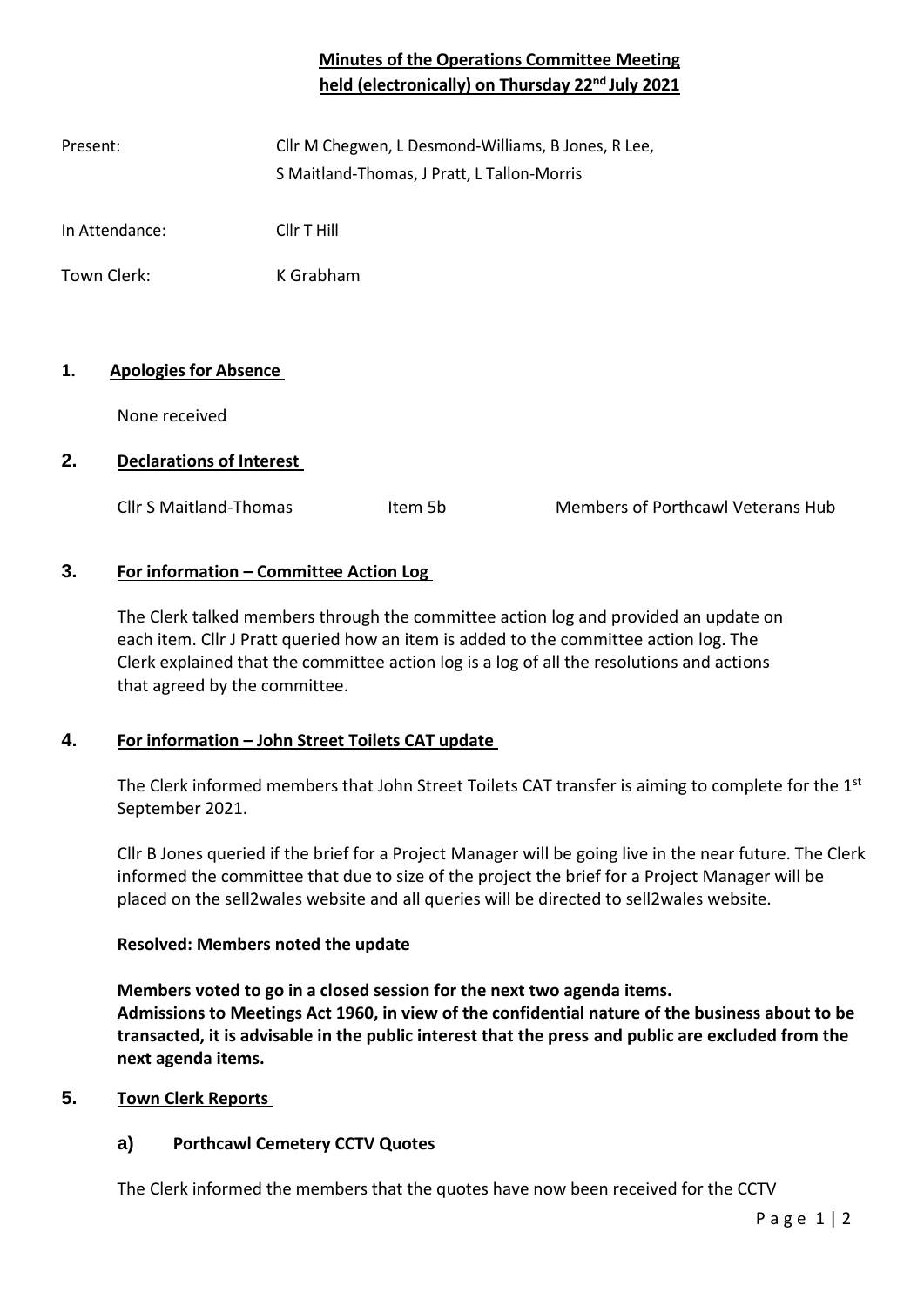# Minutes of the Operations Committee Meeting held (electronically) on Thursday 22nd July 2021

Present: Cllr M Chegwen, L Desmond-Williams, B Jones, R Lee, S Maitland-Thomas, J Pratt, L Tallon-Morris

In Attendance: Cllr T Hill

Town Clerk: K Grabham

## 1. Apologies for Absence

None received

## 2. Declarations of Interest

| Cllr S Maitland-Thomas | Item 5b | Members of Porthcawl Veterans Hub |
|---|---|---|

## 3. For information – Committee Action Log

The Clerk talked members through the committee action log and provided an update on each item. Cllr J Pratt queried how an item is added to the committee action log. The Clerk explained that the committee action log is a log of all the resolutions and actions that agreed by the committee.

## 4. For information – John Street Toilets CAT update

The Clerk informed members that John Street Toilets CAT transfer is aiming to complete for the 1st September 2021.

Cllr B Jones queried if the brief for a Project Manager will be going live in the near future. The Clerk informed the committee that due to size of the project the brief for a Project Manager will be placed on the sell2wales website and all queries will be directed to sell2wales website.

**Resolved: Members noted the update**

**Members voted to go in a closed session for the next two agenda items.**
**Admissions to Meetings Act 1960, in view of the confidential nature of the business about to be transacted, it is advisable in the public interest that the press and public are excluded from the next agenda items.**

## 5. Town Clerk Reports

### a) Porthcawl Cemetery CCTV Quotes

The Clerk informed the members that the quotes have now been received for the CCTV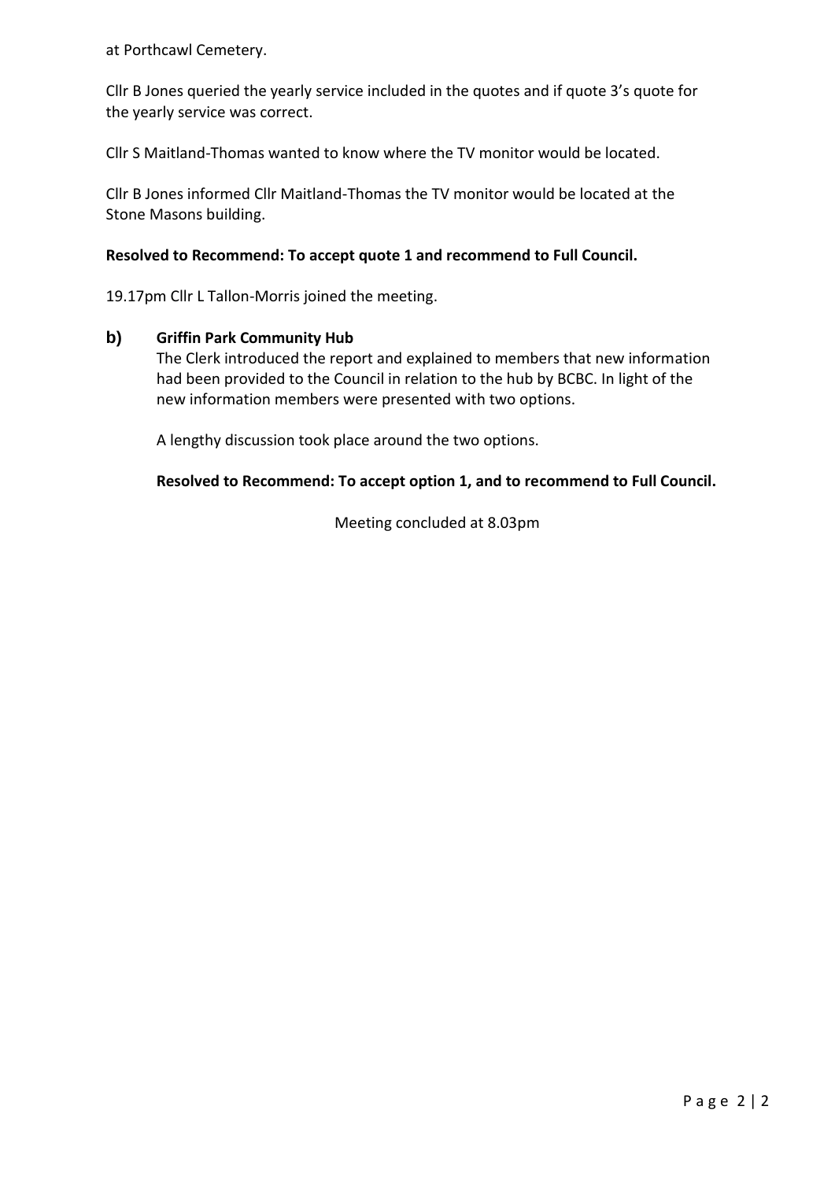at Porthcawl Cemetery.

Cllr B Jones queried the yearly service included in the quotes and if quote 3's quote for the yearly service was correct.

Cllr S Maitland-Thomas wanted to know where the TV monitor would be located.

Cllr B Jones informed Cllr Maitland-Thomas the TV monitor would be located at the Stone Masons building.

**Resolved to Recommend: To accept quote 1 and recommend to Full Council.**

19.17pm Cllr L Tallon-Morris joined the meeting.

**b) Griffin Park Community Hub**

The Clerk introduced the report and explained to members that new information had been provided to the Council in relation to the hub by BCBC. In light of the new information members were presented with two options.

A lengthy discussion took place around the two options.

**Resolved to Recommend: To accept option 1, and to recommend to Full Council.**

Meeting concluded at 8.03pm